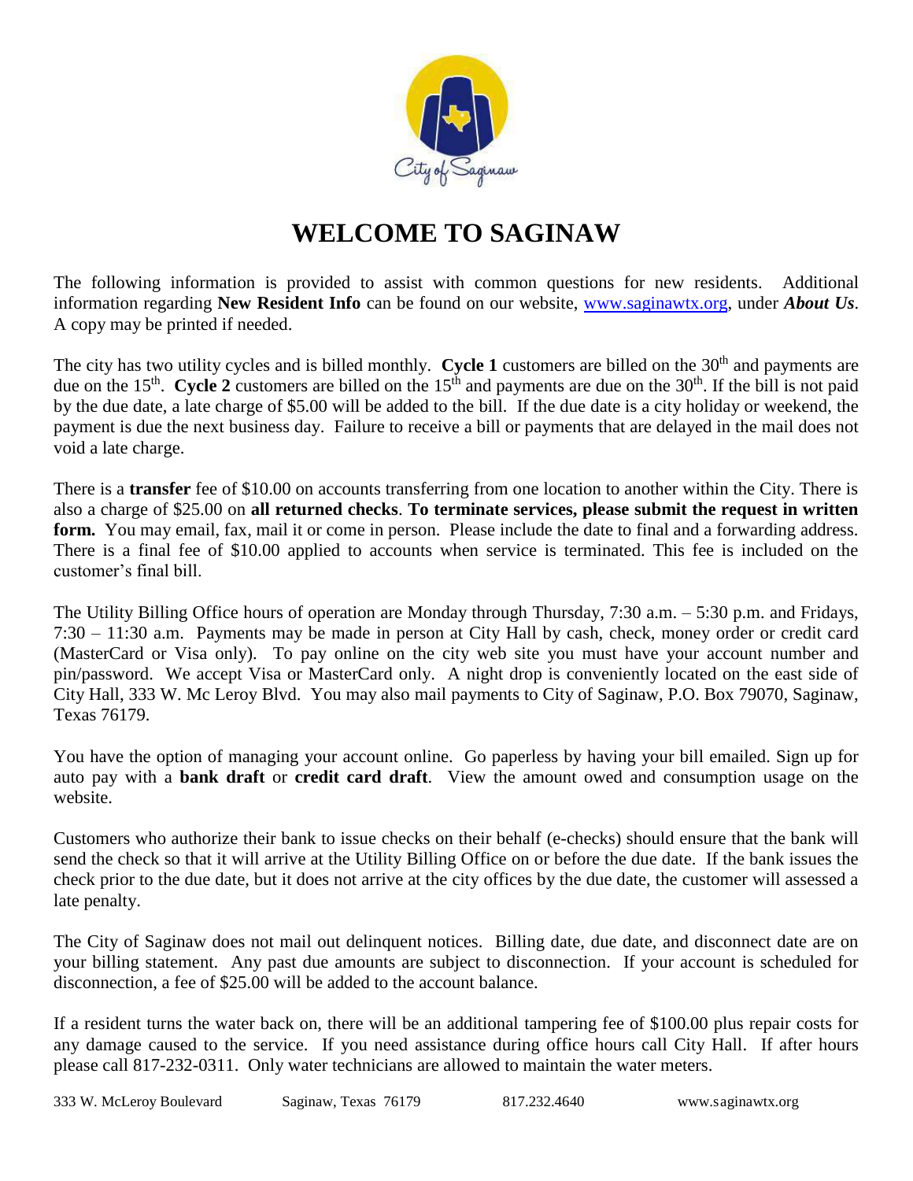# WELCOME TO SAGINAW

The following information is provided to assist with common questions for new residents. Additional information regarding **New Resident Info** can be found on our website, www.saginawtx.org, under ***About Us***. A copy may be printed if needed.

The city has two utility cycles and is billed monthly. **Cycle 1** customers are billed on the 30th and payments are due on the 15th. **Cycle 2** customers are billed on the 15th and payments are due on the 30th. If the bill is not paid by the due date, a late charge of $5.00 will be added to the bill. If the due date is a city holiday or weekend, the payment is due the next business day. Failure to receive a bill or payments that are delayed in the mail does not void a late charge.

There is a **transfer** fee of $10.00 on accounts transferring from one location to another within the City. There is also a charge of $25.00 on **all returned checks**. **To terminate services, please submit the request in written form.** You may email, fax, mail it or come in person. Please include the date to final and a forwarding address. There is a final fee of $10.00 applied to accounts when service is terminated. This fee is included on the customer's final bill.

The Utility Billing Office hours of operation are Monday through Thursday, 7:30 a.m. – 5:30 p.m. and Fridays, 7:30 – 11:30 a.m. Payments may be made in person at City Hall by cash, check, money order or credit card (MasterCard or Visa only). To pay online on the city web site you must have your account number and pin/password. We accept Visa or MasterCard only. A night drop is conveniently located on the east side of City Hall, 333 W. Mc Leroy Blvd. You may also mail payments to City of Saginaw, P.O. Box 79070, Saginaw, Texas 76179.

You have the option of managing your account online. Go paperless by having your bill emailed. Sign up for auto pay with a **bank draft** or **credit card draft**. View the amount owed and consumption usage on the website.

Customers who authorize their bank to issue checks on their behalf (e-checks) should ensure that the bank will send the check so that it will arrive at the Utility Billing Office on or before the due date. If the bank issues the check prior to the due date, but it does not arrive at the city offices by the due date, the customer will assessed a late penalty.

The City of Saginaw does not mail out delinquent notices. Billing date, due date, and disconnect date are on your billing statement. Any past due amounts are subject to disconnection. If your account is scheduled for disconnection, a fee of $25.00 will be added to the account balance.

If a resident turns the water back on, there will be an additional tampering fee of $100.00 plus repair costs for any damage caused to the service. If you need assistance during office hours call City Hall. If after hours please call 817-232-0311. Only water technicians are allowed to maintain the water meters.

333 W. McLeroy Boulevard Saginaw, Texas 76179 817.232.4640 www.saginawtx.org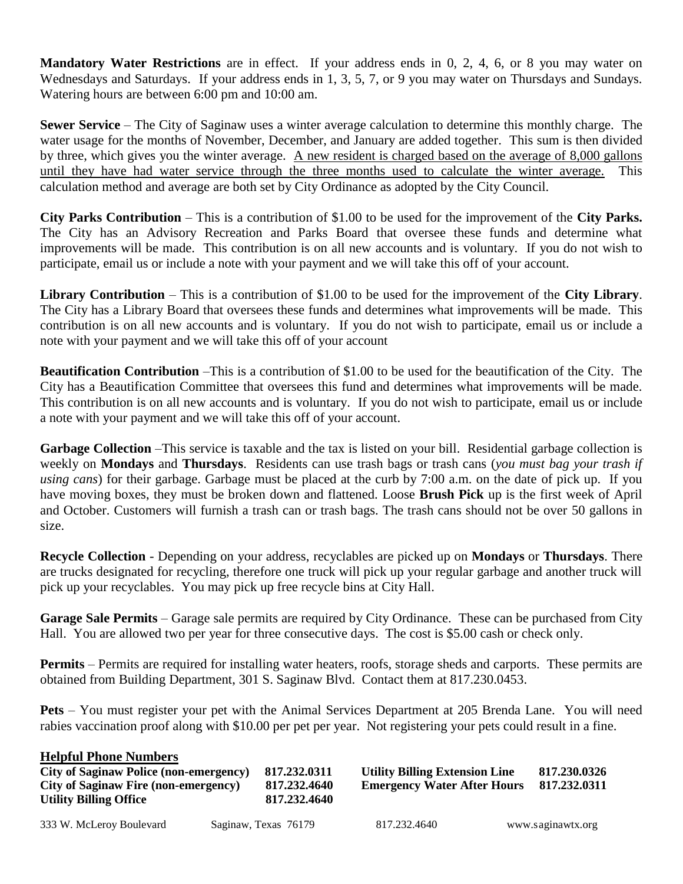**Mandatory Water Restrictions** are in effect. If your address ends in 0, 2, 4, 6, or 8 you may water on Wednesdays and Saturdays. If your address ends in 1, 3, 5, 7, or 9 you may water on Thursdays and Sundays. Watering hours are between 6:00 pm and 10:00 am.

**Sewer Service** – The City of Saginaw uses a winter average calculation to determine this monthly charge. The water usage for the months of November, December, and January are added together. This sum is then divided by three, which gives you the winter average. A new resident is charged based on the average of 8,000 gallons until they have had water service through the three months used to calculate the winter average. This calculation method and average are both set by City Ordinance as adopted by the City Council.

**City Parks Contribution** – This is a contribution of $1.00 to be used for the improvement of the **City Parks.** The City has an Advisory Recreation and Parks Board that oversee these funds and determine what improvements will be made. This contribution is on all new accounts and is voluntary. If you do not wish to participate, email us or include a note with your payment and we will take this off of your account.

**Library Contribution** – This is a contribution of $1.00 to be used for the improvement of the **City Library**. The City has a Library Board that oversees these funds and determines what improvements will be made. This contribution is on all new accounts and is voluntary. If you do not wish to participate, email us or include a note with your payment and we will take this off of your account

**Beautification Contribution** –This is a contribution of $1.00 to be used for the beautification of the City. The City has a Beautification Committee that oversees this fund and determines what improvements will be made. This contribution is on all new accounts and is voluntary. If you do not wish to participate, email us or include a note with your payment and we will take this off of your account.

**Garbage Collection** –This service is taxable and the tax is listed on your bill. Residential garbage collection is weekly on **Mondays** and **Thursdays**. Residents can use trash bags or trash cans (*you must bag your trash if using cans*) for their garbage. Garbage must be placed at the curb by 7:00 a.m. on the date of pick up. If you have moving boxes, they must be broken down and flattened. Loose **Brush Pick** up is the first week of April and October. Customers will furnish a trash can or trash bags. The trash cans should not be over 50 gallons in size.

**Recycle Collection** - Depending on your address, recyclables are picked up on **Mondays** or **Thursdays**. There are trucks designated for recycling, therefore one truck will pick up your regular garbage and another truck will pick up your recyclables. You may pick up free recycle bins at City Hall.

**Garage Sale Permits** – Garage sale permits are required by City Ordinance. These can be purchased from City Hall. You are allowed two per year for three consecutive days. The cost is $5.00 cash or check only.

**Permits** – Permits are required for installing water heaters, roofs, storage sheds and carports. These permits are obtained from Building Department, 301 S. Saginaw Blvd. Contact them at 817.230.0453.

**Pets** – You must register your pet with the Animal Services Department at 205 Brenda Lane. You will need rabies vaccination proof along with $10.00 per pet per year. Not registering your pets could result in a fine.

**Helpful Phone Numbers**

| | | | |
|---|---|---|---|
| **City of Saginaw Police (non-emergency)** | **817.232.0311** | **Utility Billing Extension Line** | **817.230.0326** |
| **City of Saginaw Fire (non-emergency)** | **817.232.4640** | **Emergency Water After Hours** | **817.232.0311** |
| **Utility Billing Office** | **817.232.4640** | | |

333 W. McLeroy Boulevard Saginaw, Texas 76179 817.232.4640 www.saginawtx.org